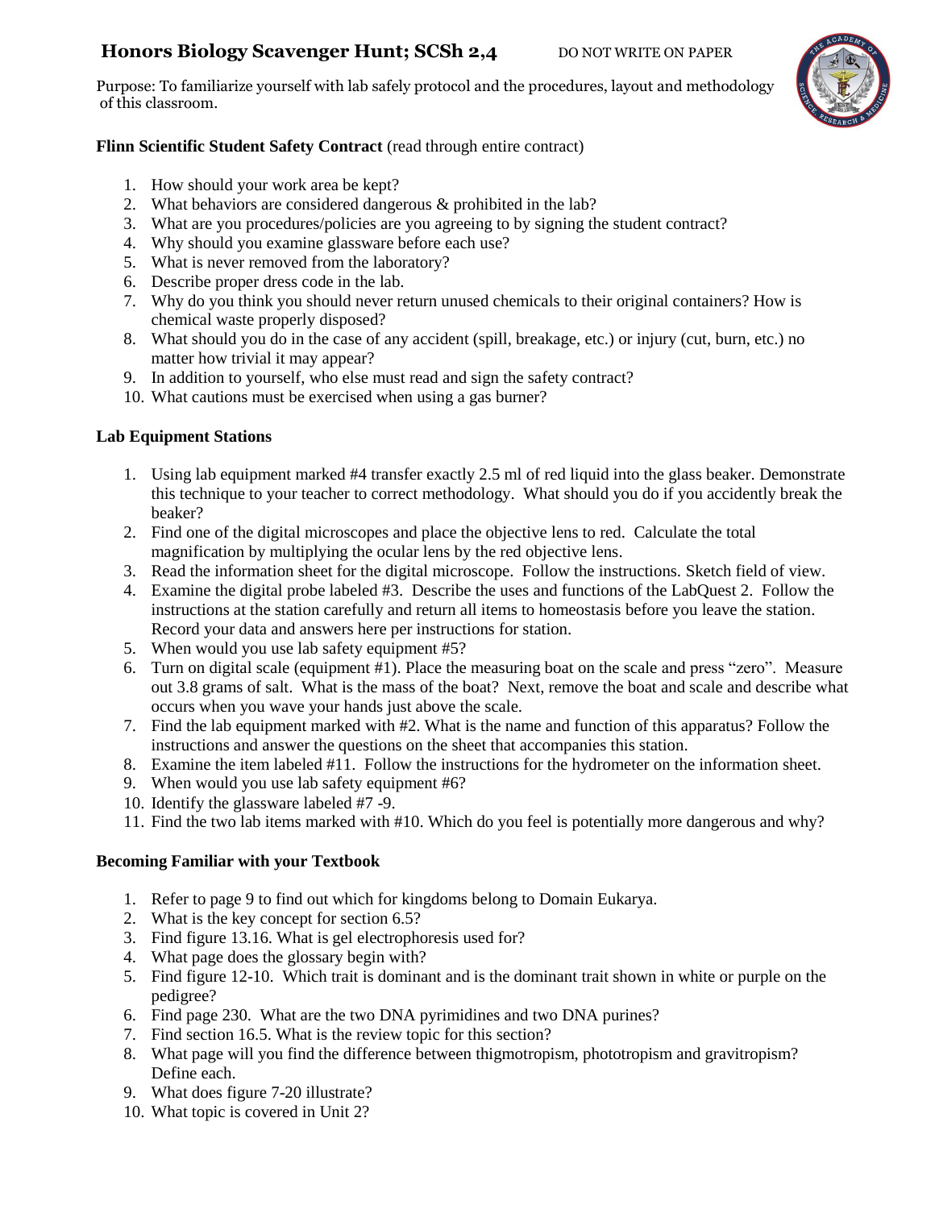# Honors Biology Scavenger Hunt; SCSh 2,4

DO NOT WRITE ON PAPER

Purpose: To familiarize yourself with lab safely protocol and the procedures, layout and methodology of this classroom.

**Flinn Scientific Student Safety Contract** (read through entire contract)

1. How should your work area be kept?
2. What behaviors are considered dangerous & prohibited in the lab?
3. What are you procedures/policies are you agreeing to by signing the student contract?
4. Why should you examine glassware before each use?
5. What is never removed from the laboratory?
6. Describe proper dress code in the lab.
7. Why do you think you should never return unused chemicals to their original containers? How is chemical waste properly disposed?
8. What should you do in the case of any accident (spill, breakage, etc.) or injury (cut, burn, etc.) no matter how trivial it may appear?
9. In addition to yourself, who else must read and sign the safety contract?
10. What cautions must be exercised when using a gas burner?

**Lab Equipment Stations**

1. Using lab equipment marked #4 transfer exactly 2.5 ml of red liquid into the glass beaker. Demonstrate this technique to your teacher to correct methodology. What should you do if you accidently break the beaker?
2. Find one of the digital microscopes and place the objective lens to red. Calculate the total magnification by multiplying the ocular lens by the red objective lens.
3. Read the information sheet for the digital microscope. Follow the instructions. Sketch field of view.
4. Examine the digital probe labeled #3. Describe the uses and functions of the LabQuest 2. Follow the instructions at the station carefully and return all items to homeostasis before you leave the station. Record your data and answers here per instructions for station.
5. When would you use lab safety equipment #5?
6. Turn on digital scale (equipment #1). Place the measuring boat on the scale and press "zero". Measure out 3.8 grams of salt. What is the mass of the boat? Next, remove the boat and scale and describe what occurs when you wave your hands just above the scale.
7. Find the lab equipment marked with #2. What is the name and function of this apparatus? Follow the instructions and answer the questions on the sheet that accompanies this station.
8. Examine the item labeled #11. Follow the instructions for the hydrometer on the information sheet.
9. When would you use lab safety equipment #6?
10. Identify the glassware labeled #7 -9.
11. Find the two lab items marked with #10. Which do you feel is potentially more dangerous and why?

**Becoming Familiar with your Textbook**

1. Refer to page 9 to find out which for kingdoms belong to Domain Eukarya.
2. What is the key concept for section 6.5?
3. Find figure 13.16. What is gel electrophoresis used for?
4. What page does the glossary begin with?
5. Find figure 12-10. Which trait is dominant and is the dominant trait shown in white or purple on the pedigree?
6. Find page 230. What are the two DNA pyrimidines and two DNA purines?
7. Find section 16.5. What is the review topic for this section?
8. What page will you find the difference between thigmotropism, phototropism and gravitropism? Define each.
9. What does figure 7-20 illustrate?
10. What topic is covered in Unit 2?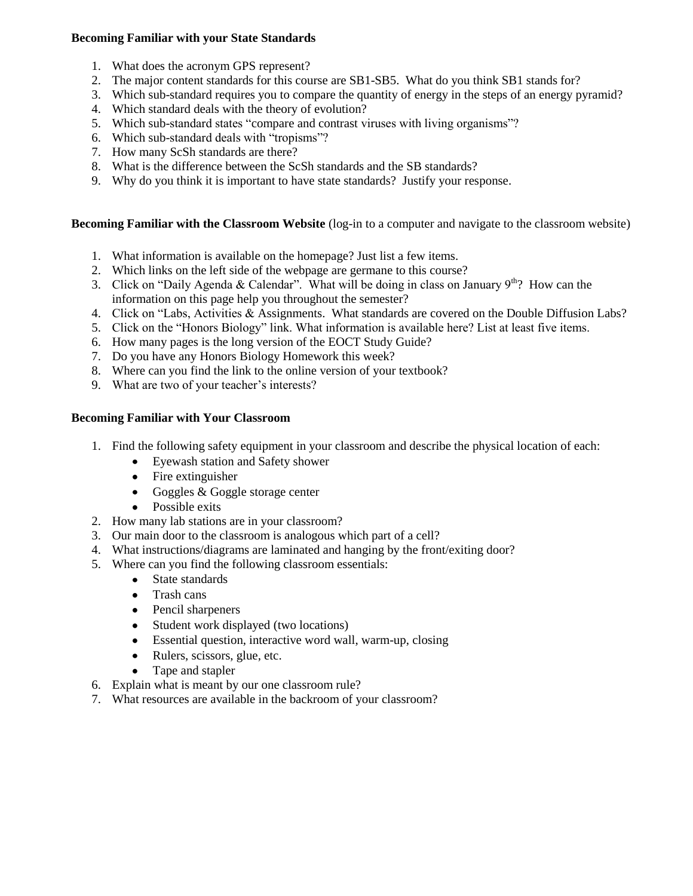**Becoming Familiar with your State Standards**

1. What does the acronym GPS represent?
2. The major content standards for this course are SB1-SB5. What do you think SB1 stands for?
3. Which sub-standard requires you to compare the quantity of energy in the steps of an energy pyramid?
4. Which standard deals with the theory of evolution?
5. Which sub-standard states "compare and contrast viruses with living organisms"?
6. Which sub-standard deals with "tropisms"?
7. How many ScSh standards are there?
8. What is the difference between the ScSh standards and the SB standards?
9. Why do you think it is important to have state standards? Justify your response.

**Becoming Familiar with the Classroom Website** (log-in to a computer and navigate to the classroom website)

1. What information is available on the homepage? Just list a few items.
2. Which links on the left side of the webpage are germane to this course?
3. Click on "Daily Agenda & Calendar". What will be doing in class on January 9th? How can the information on this page help you throughout the semester?
4. Click on "Labs, Activities & Assignments. What standards are covered on the Double Diffusion Labs?
5. Click on the "Honors Biology" link. What information is available here? List at least five items.
6. How many pages is the long version of the EOCT Study Guide?
7. Do you have any Honors Biology Homework this week?
8. Where can you find the link to the online version of your textbook?
9. What are two of your teacher's interests?

**Becoming Familiar with Your Classroom**

1. Find the following safety equipment in your classroom and describe the physical location of each:
   - Eyewash station and Safety shower
   - Fire extinguisher
   - Goggles & Goggle storage center
   - Possible exits
2. How many lab stations are in your classroom?
3. Our main door to the classroom is analogous which part of a cell?
4. What instructions/diagrams are laminated and hanging by the front/exiting door?
5. Where can you find the following classroom essentials:
   - State standards
   - Trash cans
   - Pencil sharpeners
   - Student work displayed (two locations)
   - Essential question, interactive word wall, warm-up, closing
   - Rulers, scissors, glue, etc.
   - Tape and stapler
6. Explain what is meant by our one classroom rule?
7. What resources are available in the backroom of your classroom?